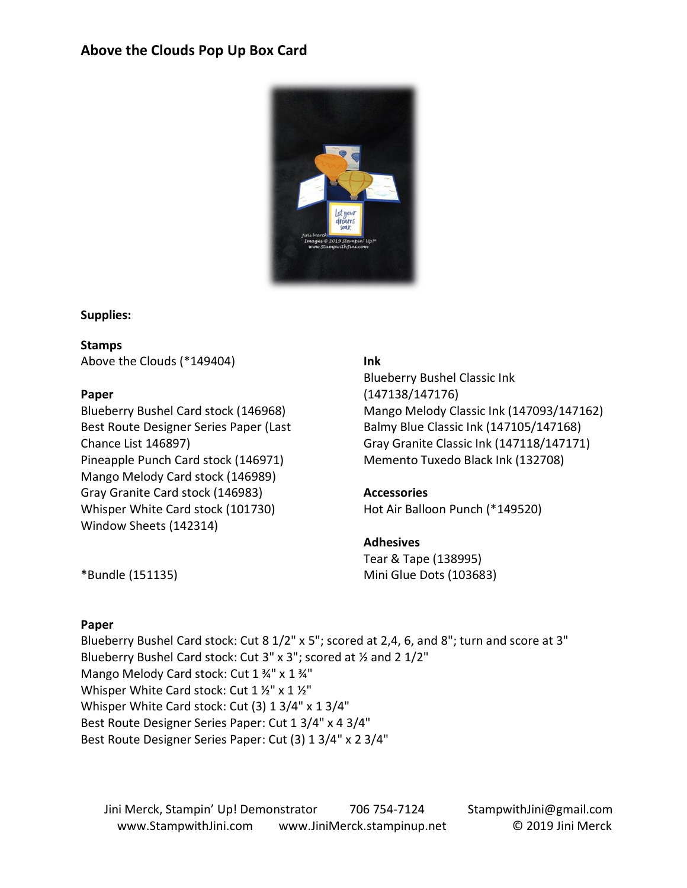# Above the Clouds Pop Up Box Card

**Supplies:**

**Stamps**
Above the Clouds (*149404)

**Paper**
Blueberry Bushel Card stock (146968)
Best Route Designer Series Paper (Last Chance List 146897)
Pineapple Punch Card stock (146971)
Mango Melody Card stock (146989)
Gray Granite Card stock (146983)
Whisper White Card stock (101730)
Window Sheets (142314)

*Bundle (151135)

**Ink**
Blueberry Bushel Classic Ink (147138/147176)
Mango Melody Classic Ink (147093/147162)
Balmy Blue Classic Ink (147105/147168)
Gray Granite Classic Ink (147118/147171)
Memento Tuxedo Black Ink (132708)

**Accessories**
Hot Air Balloon Punch (*149520)

**Adhesives**
Tear & Tape (138995)
Mini Glue Dots (103683)

**Paper**
Blueberry Bushel Card stock: Cut 8 1/2" x 5"; scored at 2,4, 6, and 8"; turn and score at 3"
Blueberry Bushel Card stock: Cut 3" x 3"; scored at ½ and 2 1/2"
Mango Melody Card stock: Cut 1 ¾" x 1 ¾"
Whisper White Card stock: Cut 1 ½" x 1 ½"
Whisper White Card stock: Cut (3) 1 3/4" x 1 3/4"
Best Route Designer Series Paper: Cut 1 3/4" x 4 3/4"
Best Route Designer Series Paper: Cut (3) 1 3/4" x 2 3/4"

Jini Merck, Stampin' Up! Demonstrator 706 754-7124 StampwithJini@gmail.com
www.StampwithJini.com www.JiniMerck.stampinup.net © 2019 Jini Merck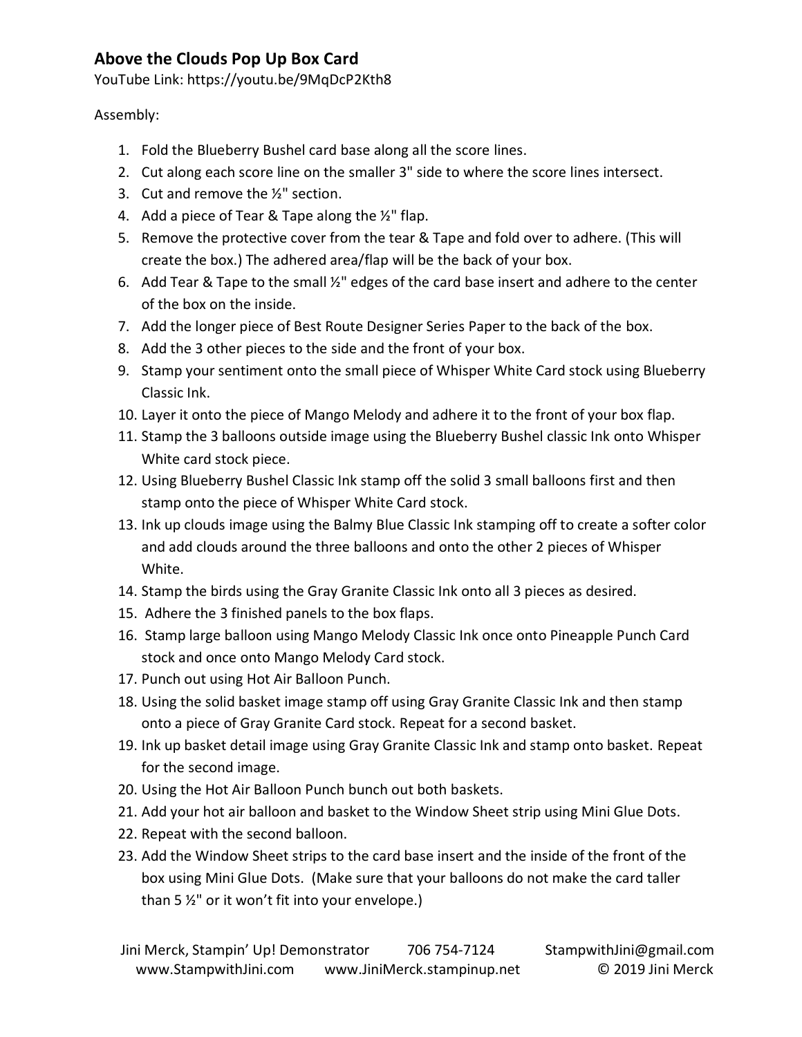## Above the Clouds Pop Up Box Card

YouTube Link: https://youtu.be/9MqDcP2Kth8

Assembly:

1. Fold the Blueberry Bushel card base along all the score lines.
2. Cut along each score line on the smaller 3" side to where the score lines intersect.
3. Cut and remove the ½" section.
4. Add a piece of Tear & Tape along the ½" flap.
5. Remove the protective cover from the tear & Tape and fold over to adhere. (This will create the box.) The adhered area/flap will be the back of your box.
6. Add Tear & Tape to the small ½" edges of the card base insert and adhere to the center of the box on the inside.
7. Add the longer piece of Best Route Designer Series Paper to the back of the box.
8. Add the 3 other pieces to the side and the front of your box.
9. Stamp your sentiment onto the small piece of Whisper White Card stock using Blueberry Classic Ink.
10. Layer it onto the piece of Mango Melody and adhere it to the front of your box flap.
11. Stamp the 3 balloons outside image using the Blueberry Bushel classic Ink onto Whisper White card stock piece.
12. Using Blueberry Bushel Classic Ink stamp off the solid 3 small balloons first and then stamp onto the piece of Whisper White Card stock.
13. Ink up clouds image using the Balmy Blue Classic Ink stamping off to create a softer color and add clouds around the three balloons and onto the other 2 pieces of Whisper White.
14. Stamp the birds using the Gray Granite Classic Ink onto all 3 pieces as desired.
15. Adhere the 3 finished panels to the box flaps.
16. Stamp large balloon using Mango Melody Classic Ink once onto Pineapple Punch Card stock and once onto Mango Melody Card stock.
17. Punch out using Hot Air Balloon Punch.
18. Using the solid basket image stamp off using Gray Granite Classic Ink and then stamp onto a piece of Gray Granite Card stock. Repeat for a second basket.
19. Ink up basket detail image using Gray Granite Classic Ink and stamp onto basket. Repeat for the second image.
20. Using the Hot Air Balloon Punch bunch out both baskets.
21. Add your hot air balloon and basket to the Window Sheet strip using Mini Glue Dots.
22. Repeat with the second balloon.
23. Add the Window Sheet strips to the card base insert and the inside of the front of the box using Mini Glue Dots. (Make sure that your balloons do not make the card taller than 5 ½" or it won't fit into your envelope.)

Jini Merck, Stampin' Up! Demonstrator 706 754-7124 StampwithJini@gmail.com
www.StampwithJini.com www.JiniMerck.stampinup.net © 2019 Jini Merck